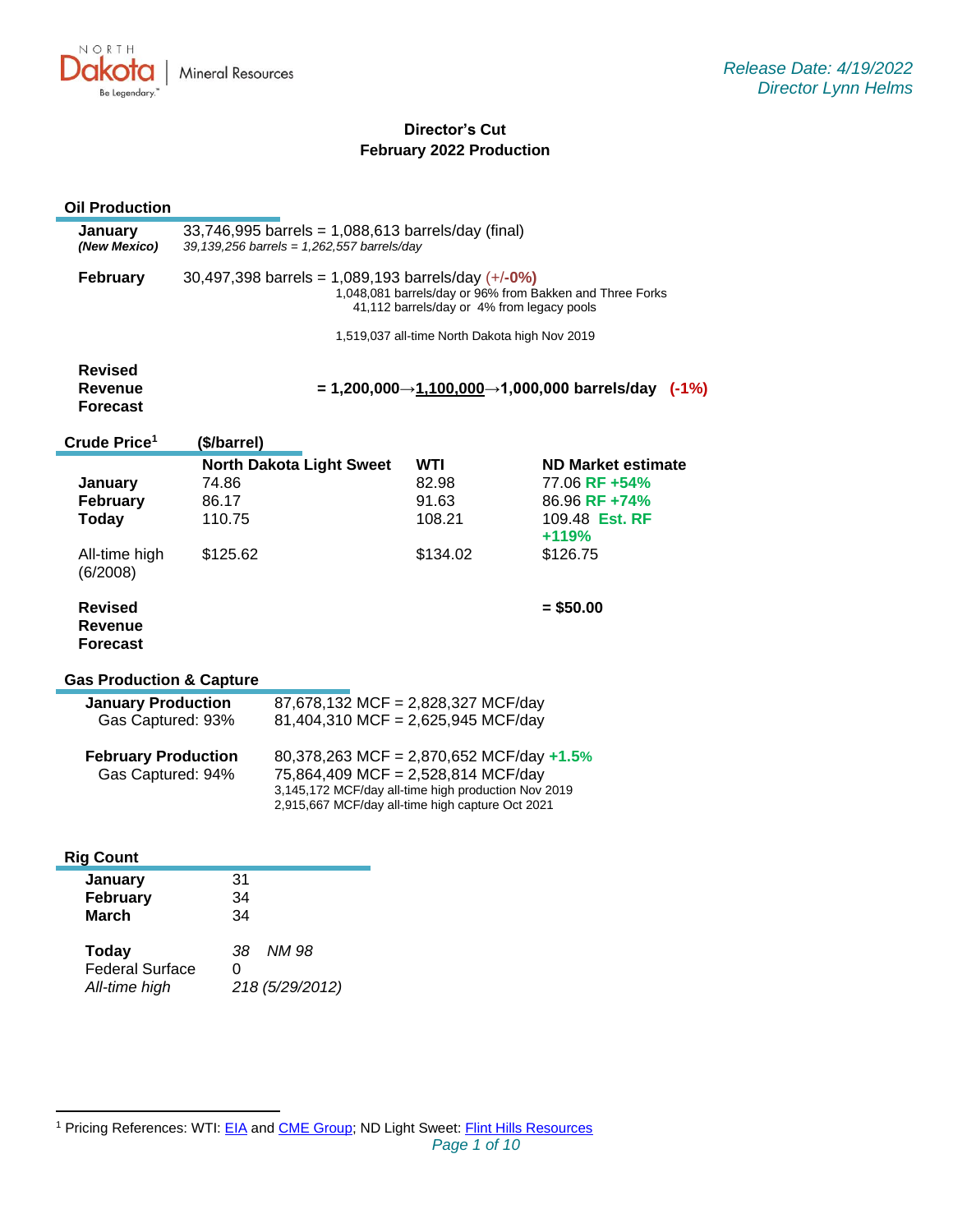North Dakota | Mineral Resources

*Release Date: 4/19/2022*
*Director Lynn Helms*

## Director's Cut
## February 2022 Production

### Oil Production

**January** 33,746,995 barrels = 1,088,613 barrels/day (final)
***(New Mexico)*** *39,139,256 barrels = 1,262,557 barrels/day*

**February** 30,497,398 barrels = 1,089,193 barrels/day (+/-0%)
1,048,081 barrels/day or 96% from Bakken and Three Forks
41,112 barrels/day or 4% from legacy pools

1,519,037 all-time North Dakota high Nov 2019

**Revised Revenue Forecast** **= 1,200,000→<u>1,100,000</u>→1,000,000 barrels/day (-1%)**

### Crude Price[1] ($/barrel)

| | North Dakota Light Sweet | WTI | ND Market estimate |
|---|---|---|---|
| **January** | 74.86 | 82.98 | 77.06 **RF +54%** |
| **February** | 86.17 | 91.63 | 86.96 **RF +74%** |
| **Today** | 110.75 | 108.21 | 109.48 **Est. RF +119%** |
| All-time high (6/2008) | $125.62 | $134.02 | $126.75 |
| **Revised Revenue Forecast** | | | **= $50.00** |

### Gas Production & Capture

**January Production** 87,678,132 MCF = 2,828,327 MCF/day
Gas Captured: 93% 81,404,310 MCF = 2,625,945 MCF/day

**February Production** 80,378,263 MCF = 2,870,652 MCF/day **+1.5%**
Gas Captured: 94% 75,864,409 MCF = 2,528,814 MCF/day
3,145,172 MCF/day all-time high production Nov 2019
2,915,667 MCF/day all-time high capture Oct 2021

### Rig Count

| | |
|---|---|
| **January** | 31 |
| **February** | 34 |
| **March** | 34 |
| **Today** | *38 NM 98* |
| Federal Surface | 0 |
| *All-time high* | *218 (5/29/2012)* |

---

[1] Pricing References: WTI: EIA and CME Group; ND Light Sweet: Flint Hills Resources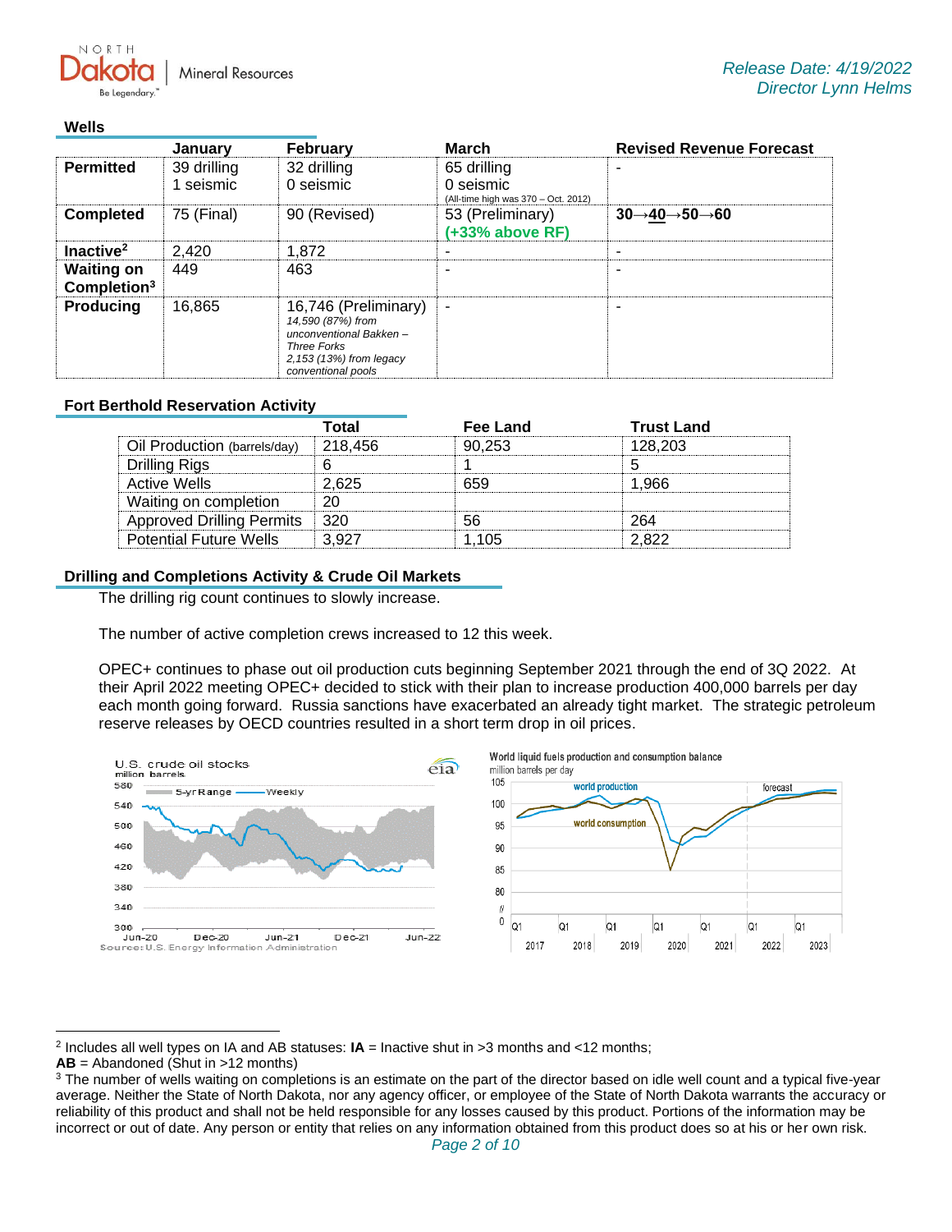## Wells

|  | January | February | March | Revised Revenue Forecast |
|---|---|---|---|---|
| **Permitted** | 39 drilling<br>1 seismic | 32 drilling<br>0 seismic | 65 drilling<br>0 seismic<br>(All-time high was 370 – Oct. 2012) | - |
| **Completed** | 75 (Final) | 90 (Revised) | 53 (Preliminary)<br>**(+33% above RF)** | **30→40→50→60** |
| **Inactive**[2] | 2,420 | 1,872 | - | - |
| **Waiting on Completion**[3] | 449 | 463 | - | - |
| **Producing** | 16,865 | 16,746 (Preliminary)<br>*14,590 (87%) from unconventional Bakken – Three Forks*<br>*2,153 (13%) from legacy conventional pools* | - | - |

## Fort Berthold Reservation Activity

|  | Total | Fee Land | Trust Land |
|---|---|---|---|
| Oil Production (barrels/day) | 218,456 | 90,253 | 128,203 |
| Drilling Rigs | 6 | 1 | 5 |
| Active Wells | 2,625 | 659 | 1,966 |
| Waiting on completion | 20 |  |  |
| Approved Drilling Permits | 320 | 56 | 264 |
| Potential Future Wells | 3,927 | 1,105 | 2,822 |

## Drilling and Completions Activity & Crude Oil Markets

The drilling rig count continues to slowly increase.

The number of active completion crews increased to 12 this week.

OPEC+ continues to phase out oil production cuts beginning September 2021 through the end of 3Q 2022. At their April 2022 meeting OPEC+ decided to stick with their plan to increase production 400,000 barrels per day each month going forward. Russia sanctions have exacerbated an already tight market. The strategic petroleum reserve releases by OECD countries resulted in a short term drop in oil prices.

---

[2] Includes all well types on IA and AB statuses: **IA** = Inactive shut in >3 months and <12 months;
**AB** = Abandoned (Shut in >12 months)

[3] The number of wells waiting on completions is an estimate on the part of the director based on idle well count and a typical five-year average. Neither the State of North Dakota, nor any agency officer, or employee of the State of North Dakota warrants the accuracy or reliability of this product and shall not be held responsible for any losses caused by this product. Portions of the information may be incorrect or out of date. Any person or entity that relies on any information obtained from this product does so at his or her own risk.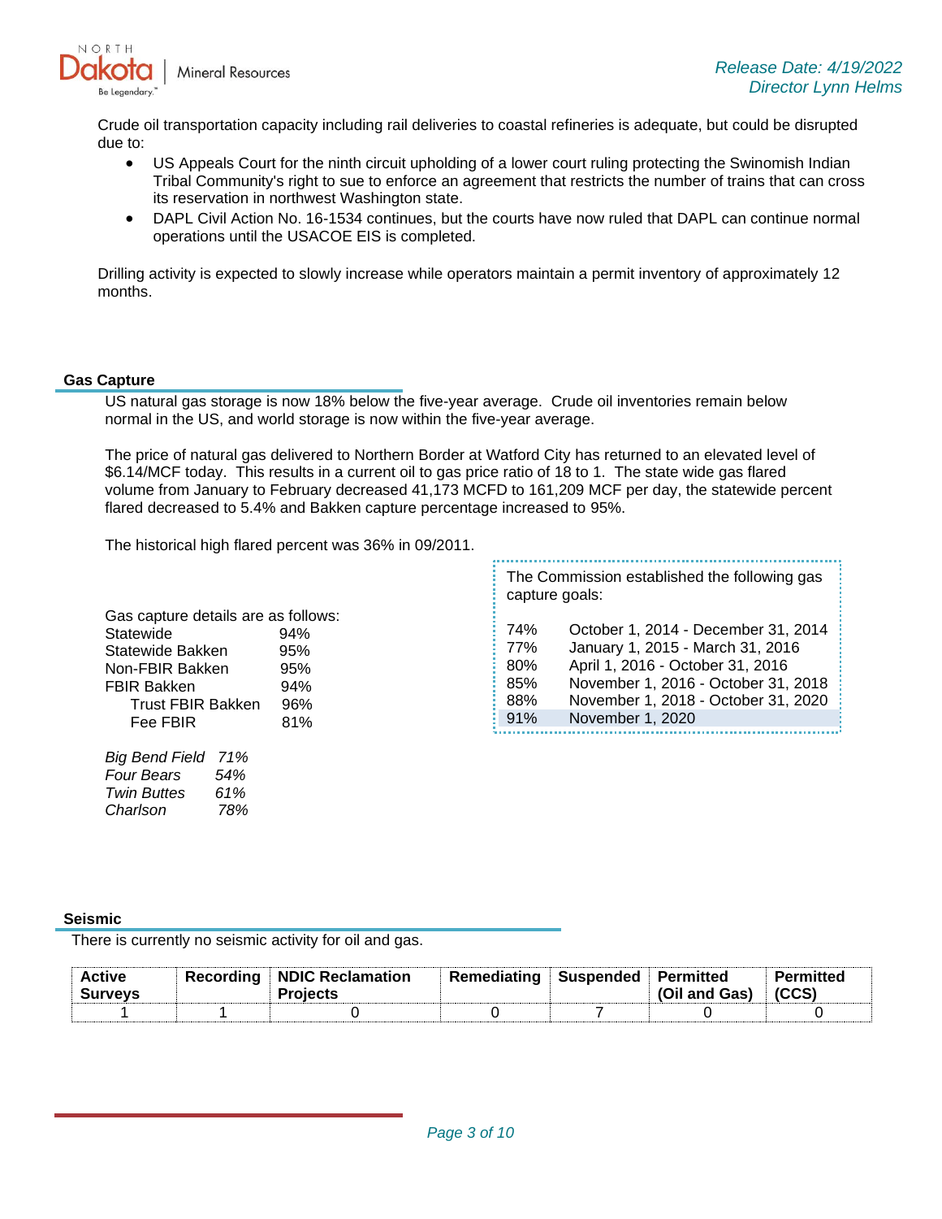Crude oil transportation capacity including rail deliveries to coastal refineries is adequate, but could be disrupted due to:

- US Appeals Court for the ninth circuit upholding of a lower court ruling protecting the Swinomish Indian Tribal Community's right to sue to enforce an agreement that restricts the number of trains that can cross its reservation in northwest Washington state.
- DAPL Civil Action No. 16-1534 continues, but the courts have now ruled that DAPL can continue normal operations until the USACOE EIS is completed.

Drilling activity is expected to slowly increase while operators maintain a permit inventory of approximately 12 months.

## Gas Capture

US natural gas storage is now 18% below the five-year average. Crude oil inventories remain below normal in the US, and world storage is now within the five-year average.

The price of natural gas delivered to Northern Border at Watford City has returned to an elevated level of $6.14/MCF today. This results in a current oil to gas price ratio of 18 to 1. The state wide gas flared volume from January to February decreased 41,173 MCFD to 161,209 MCF per day, the statewide percent flared decreased to 5.4% and Bakken capture percentage increased to 95%.

The historical high flared percent was 36% in 09/2011.

Gas capture details are as follows:

| | |
|---|---|
| Statewide | 94% |
| Statewide Bakken | 95% |
| Non-FBIR Bakken | 95% |
| FBIR Bakken | 94% |
| Trust FBIR Bakken | 96% |
| Fee FBIR | 81% |

| | |
|---|---|
| *Big Bend Field* | *71%* |
| *Four Bears* | *54%* |
| *Twin Buttes* | *61%* |
| *Charlson* | *78%* |

The Commission established the following gas capture goals:

| | |
|---|---|
| 74% | October 1, 2014 - December 31, 2014 |
| 77% | January 1, 2015 - March 31, 2016 |
| 80% | April 1, 2016 - October 31, 2016 |
| 85% | November 1, 2016 - October 31, 2018 |
| 88% | November 1, 2018 - October 31, 2020 |
| 91% | November 1, 2020 |

## Seismic

There is currently no seismic activity for oil and gas.

| Active Surveys | Recording | NDIC Reclamation Projects | Remediating | Suspended | Permitted (Oil and Gas) | Permitted (CCS) |
|---|---|---|---|---|---|---|
| 1 | 1 | 0 | 0 | 7 | 0 | 0 |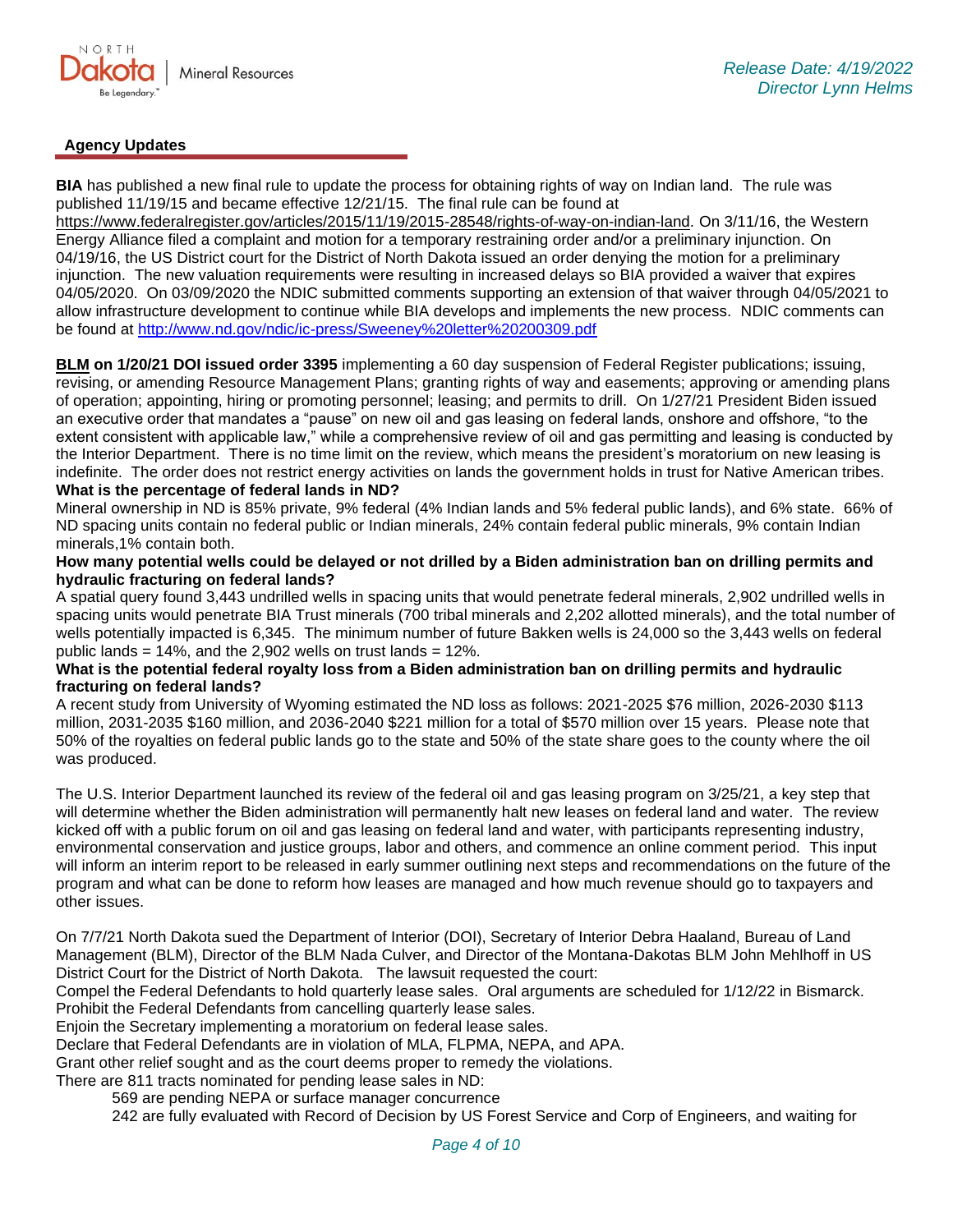## Agency Updates

**BIA** has published a new final rule to update the process for obtaining rights of way on Indian land. The rule was published 11/19/15 and became effective 12/21/15. The final rule can be found at https://www.federalregister.gov/articles/2015/11/19/2015-28548/rights-of-way-on-indian-land. On 3/11/16, the Western Energy Alliance filed a complaint and motion for a temporary restraining order and/or a preliminary injunction. On 04/19/16, the US District court for the District of North Dakota issued an order denying the motion for a preliminary injunction. The new valuation requirements were resulting in increased delays so BIA provided a waiver that expires 04/05/2020. On 03/09/2020 the NDIC submitted comments supporting an extension of that waiver through 04/05/2021 to allow infrastructure development to continue while BIA develops and implements the new process. NDIC comments can be found at http://www.nd.gov/ndic/ic-press/Sweeney%20letter%20200309.pdf

**BLM on 1/20/21 DOI issued order 3395** implementing a 60 day suspension of Federal Register publications; issuing, revising, or amending Resource Management Plans; granting rights of way and easements; approving or amending plans of operation; appointing, hiring or promoting personnel; leasing; and permits to drill. On 1/27/21 President Biden issued an executive order that mandates a "pause" on new oil and gas leasing on federal lands, onshore and offshore, "to the extent consistent with applicable law," while a comprehensive review of oil and gas permitting and leasing is conducted by the Interior Department. There is no time limit on the review, which means the president's moratorium on new leasing is indefinite. The order does not restrict energy activities on lands the government holds in trust for Native American tribes.

**What is the percentage of federal lands in ND?**

Mineral ownership in ND is 85% private, 9% federal (4% Indian lands and 5% federal public lands), and 6% state. 66% of ND spacing units contain no federal public or Indian minerals, 24% contain federal public minerals, 9% contain Indian minerals,1% contain both.

**How many potential wells could be delayed or not drilled by a Biden administration ban on drilling permits and hydraulic fracturing on federal lands?**

A spatial query found 3,443 undrilled wells in spacing units that would penetrate federal minerals, 2,902 undrilled wells in spacing units would penetrate BIA Trust minerals (700 tribal minerals and 2,202 allotted minerals), and the total number of wells potentially impacted is 6,345. The minimum number of future Bakken wells is 24,000 so the 3,443 wells on federal public lands = 14%, and the 2,902 wells on trust lands = 12%.

**What is the potential federal royalty loss from a Biden administration ban on drilling permits and hydraulic fracturing on federal lands?**

A recent study from University of Wyoming estimated the ND loss as follows: 2021-2025 $76 million, 2026-2030 $113 million, 2031-2035 $160 million, and 2036-2040 $221 million for a total of $570 million over 15 years. Please note that 50% of the royalties on federal public lands go to the state and 50% of the state share goes to the county where the oil was produced.

The U.S. Interior Department launched its review of the federal oil and gas leasing program on 3/25/21, a key step that will determine whether the Biden administration will permanently halt new leases on federal land and water. The review kicked off with a public forum on oil and gas leasing on federal land and water, with participants representing industry, environmental conservation and justice groups, labor and others, and commence an online comment period. This input will inform an interim report to be released in early summer outlining next steps and recommendations on the future of the program and what can be done to reform how leases are managed and how much revenue should go to taxpayers and other issues.

On 7/7/21 North Dakota sued the Department of Interior (DOI), Secretary of Interior Debra Haaland, Bureau of Land Management (BLM), Director of the BLM Nada Culver, and Director of the Montana-Dakotas BLM John Mehlhoff in US District Court for the District of North Dakota. The lawsuit requested the court:

Compel the Federal Defendants to hold quarterly lease sales. Oral arguments are scheduled for 1/12/22 in Bismarck.
Prohibit the Federal Defendants from cancelling quarterly lease sales.
Enjoin the Secretary implementing a moratorium on federal lease sales.
Declare that Federal Defendants are in violation of MLA, FLPMA, NEPA, and APA.
Grant other relief sought and as the court deems proper to remedy the violations.
There are 811 tracts nominated for pending lease sales in ND:

- 569 are pending NEPA or surface manager concurrence
- 242 are fully evaluated with Record of Decision by US Forest Service and Corp of Engineers, and waiting for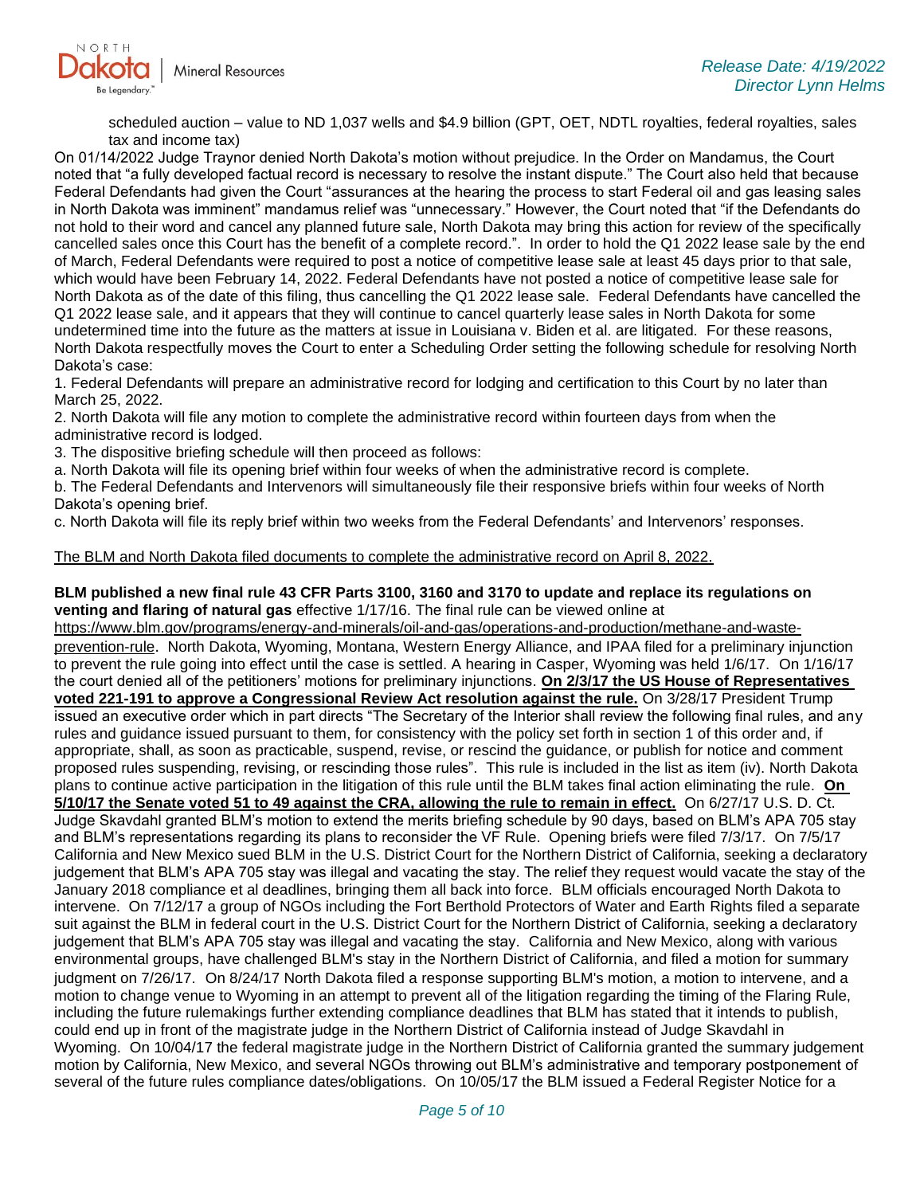scheduled auction – value to ND 1,037 wells and $4.9 billion (GPT, OET, NDTL royalties, federal royalties, sales tax and income tax)

On 01/14/2022 Judge Traynor denied North Dakota's motion without prejudice. In the Order on Mandamus, the Court noted that "a fully developed factual record is necessary to resolve the instant dispute." The Court also held that because Federal Defendants had given the Court "assurances at the hearing the process to start Federal oil and gas leasing sales in North Dakota was imminent" mandamus relief was "unnecessary." However, the Court noted that "if the Defendants do not hold to their word and cancel any planned future sale, North Dakota may bring this action for review of the specifically cancelled sales once this Court has the benefit of a complete record.". In order to hold the Q1 2022 lease sale by the end of March, Federal Defendants were required to post a notice of competitive lease sale at least 45 days prior to that sale, which would have been February 14, 2022. Federal Defendants have not posted a notice of competitive lease sale for North Dakota as of the date of this filing, thus cancelling the Q1 2022 lease sale. Federal Defendants have cancelled the Q1 2022 lease sale, and it appears that they will continue to cancel quarterly lease sales in North Dakota for some undetermined time into the future as the matters at issue in Louisiana v. Biden et al. are litigated. For these reasons, North Dakota respectfully moves the Court to enter a Scheduling Order setting the following schedule for resolving North Dakota's case:

1. Federal Defendants will prepare an administrative record for lodging and certification to this Court by no later than March 25, 2022.
2. North Dakota will file any motion to complete the administrative record within fourteen days from when the administrative record is lodged.
3. The dispositive briefing schedule will then proceed as follows:
   a. North Dakota will file its opening brief within four weeks of when the administrative record is complete.
   b. The Federal Defendants and Intervenors will simultaneously file their responsive briefs within four weeks of North Dakota's opening brief.
   c. North Dakota will file its reply brief within two weeks from the Federal Defendants' and Intervenors' responses.

<u>The BLM and North Dakota filed documents to complete the administrative record on April 8, 2022.</u>

**BLM published a new final rule 43 CFR Parts 3100, 3160 and 3170 to update and replace its regulations on venting and flaring of natural gas** effective 1/17/16. The final rule can be viewed online at https://www.blm.gov/programs/energy-and-minerals/oil-and-gas/operations-and-production/methane-and-waste-prevention-rule. North Dakota, Wyoming, Montana, Western Energy Alliance, and IPAA filed for a preliminary injunction to prevent the rule going into effect until the case is settled. A hearing in Casper, Wyoming was held 1/6/17. On 1/16/17 the court denied all of the petitioners' motions for preliminary injunctions. **<u>On 2/3/17 the US House of Representatives voted 221-191 to approve a Congressional Review Act resolution against the rule.</u>** On 3/28/17 President Trump issued an executive order which in part directs "The Secretary of the Interior shall review the following final rules, and any rules and guidance issued pursuant to them, for consistency with the policy set forth in section 1 of this order and, if appropriate, shall, as soon as practicable, suspend, revise, or rescind the guidance, or publish for notice and comment proposed rules suspending, revising, or rescinding those rules". This rule is included in the list as item (iv). North Dakota plans to continue active participation in the litigation of this rule until the BLM takes final action eliminating the rule. **<u>On 5/10/17 the Senate voted 51 to 49 against the CRA, allowing the rule to remain in effect.</u>** On 6/27/17 U.S. D. Ct. Judge Skavdahl granted BLM's motion to extend the merits briefing schedule by 90 days, based on BLM's APA 705 stay and BLM's representations regarding its plans to reconsider the VF Rule. Opening briefs were filed 7/3/17. On 7/5/17 California and New Mexico sued BLM in the U.S. District Court for the Northern District of California, seeking a declaratory judgement that BLM's APA 705 stay was illegal and vacating the stay. The relief they request would vacate the stay of the January 2018 compliance et al deadlines, bringing them all back into force. BLM officials encouraged North Dakota to intervene. On 7/12/17 a group of NGOs including the Fort Berthold Protectors of Water and Earth Rights filed a separate suit against the BLM in federal court in the U.S. District Court for the Northern District of California, seeking a declaratory judgement that BLM's APA 705 stay was illegal and vacating the stay. California and New Mexico, along with various environmental groups, have challenged BLM's stay in the Northern District of California, and filed a motion for summary judgment on 7/26/17. On 8/24/17 North Dakota filed a response supporting BLM's motion, a motion to intervene, and a motion to change venue to Wyoming in an attempt to prevent all of the litigation regarding the timing of the Flaring Rule, including the future rulemakings further extending compliance deadlines that BLM has stated that it intends to publish, could end up in front of the magistrate judge in the Northern District of California instead of Judge Skavdahl in Wyoming. On 10/04/17 the federal magistrate judge in the Northern District of California granted the summary judgement motion by California, New Mexico, and several NGOs throwing out BLM's administrative and temporary postponement of several of the future rules compliance dates/obligations. On 10/05/17 the BLM issued a Federal Register Notice for a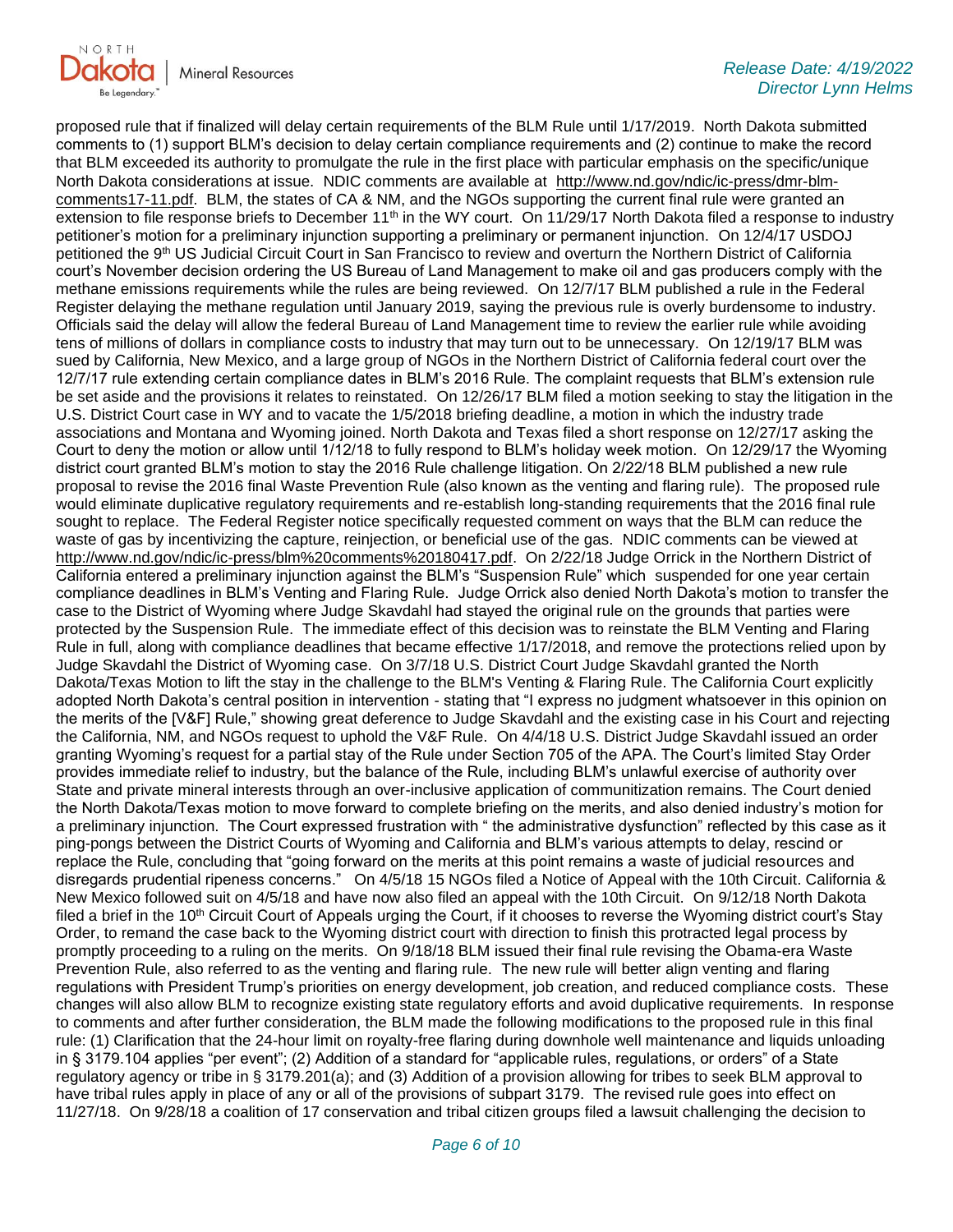proposed rule that if finalized will delay certain requirements of the BLM Rule until 1/17/2019. North Dakota submitted comments to (1) support BLM's decision to delay certain compliance requirements and (2) continue to make the record that BLM exceeded its authority to promulgate the rule in the first place with particular emphasis on the specific/unique North Dakota considerations at issue. NDIC comments are available at http://www.nd.gov/ndic/ic-press/dmr-blm-comments17-11.pdf. BLM, the states of CA & NM, and the NGOs supporting the current final rule were granted an extension to file response briefs to December 11th in the WY court. On 11/29/17 North Dakota filed a response to industry petitioner's motion for a preliminary injunction supporting a preliminary or permanent injunction. On 12/4/17 USDOJ petitioned the 9th US Judicial Circuit Court in San Francisco to review and overturn the Northern District of California court's November decision ordering the US Bureau of Land Management to make oil and gas producers comply with the methane emissions requirements while the rules are being reviewed. On 12/7/17 BLM published a rule in the Federal Register delaying the methane regulation until January 2019, saying the previous rule is overly burdensome to industry. Officials said the delay will allow the federal Bureau of Land Management time to review the earlier rule while avoiding tens of millions of dollars in compliance costs to industry that may turn out to be unnecessary. On 12/19/17 BLM was sued by California, New Mexico, and a large group of NGOs in the Northern District of California federal court over the 12/7/17 rule extending certain compliance dates in BLM's 2016 Rule. The complaint requests that BLM's extension rule be set aside and the provisions it relates to reinstated. On 12/26/17 BLM filed a motion seeking to stay the litigation in the U.S. District Court case in WY and to vacate the 1/5/2018 briefing deadline, a motion in which the industry trade associations and Montana and Wyoming joined. North Dakota and Texas filed a short response on 12/27/17 asking the Court to deny the motion or allow until 1/12/18 to fully respond to BLM's holiday week motion. On 12/29/17 the Wyoming district court granted BLM's motion to stay the 2016 Rule challenge litigation. On 2/22/18 BLM published a new rule proposal to revise the 2016 final Waste Prevention Rule (also known as the venting and flaring rule). The proposed rule would eliminate duplicative regulatory requirements and re-establish long-standing requirements that the 2016 final rule sought to replace. The Federal Register notice specifically requested comment on ways that the BLM can reduce the waste of gas by incentivizing the capture, reinjection, or beneficial use of the gas. NDIC comments can be viewed at http://www.nd.gov/ndic/ic-press/blm%20comments%20180417.pdf. On 2/22/18 Judge Orrick in the Northern District of California entered a preliminary injunction against the BLM's "Suspension Rule" which suspended for one year certain compliance deadlines in BLM's Venting and Flaring Rule. Judge Orrick also denied North Dakota's motion to transfer the case to the District of Wyoming where Judge Skavdahl had stayed the original rule on the grounds that parties were protected by the Suspension Rule. The immediate effect of this decision was to reinstate the BLM Venting and Flaring Rule in full, along with compliance deadlines that became effective 1/17/2018, and remove the protections relied upon by Judge Skavdahl the District of Wyoming case. On 3/7/18 U.S. District Court Judge Skavdahl granted the North Dakota/Texas Motion to lift the stay in the challenge to the BLM's Venting & Flaring Rule. The California Court explicitly adopted North Dakota's central position in intervention - stating that "I express no judgment whatsoever in this opinion on the merits of the [V&F] Rule," showing great deference to Judge Skavdahl and the existing case in his Court and rejecting the California, NM, and NGOs request to uphold the V&F Rule. On 4/4/18 U.S. District Judge Skavdahl issued an order granting Wyoming's request for a partial stay of the Rule under Section 705 of the APA. The Court's limited Stay Order provides immediate relief to industry, but the balance of the Rule, including BLM's unlawful exercise of authority over State and private mineral interests through an over-inclusive application of communitization remains. The Court denied the North Dakota/Texas motion to move forward to complete briefing on the merits, and also denied industry's motion for a preliminary injunction. The Court expressed frustration with " the administrative dysfunction" reflected by this case as it ping-pongs between the District Courts of Wyoming and California and BLM's various attempts to delay, rescind or replace the Rule, concluding that "going forward on the merits at this point remains a waste of judicial resources and disregards prudential ripeness concerns." On 4/5/18 15 NGOs filed a Notice of Appeal with the 10th Circuit. California & New Mexico followed suit on 4/5/18 and have now also filed an appeal with the 10th Circuit. On 9/12/18 North Dakota filed a brief in the 10th Circuit Court of Appeals urging the Court, if it chooses to reverse the Wyoming district court's Stay Order, to remand the case back to the Wyoming district court with direction to finish this protracted legal process by promptly proceeding to a ruling on the merits. On 9/18/18 BLM issued their final rule revising the Obama-era Waste Prevention Rule, also referred to as the venting and flaring rule. The new rule will better align venting and flaring regulations with President Trump's priorities on energy development, job creation, and reduced compliance costs. These changes will also allow BLM to recognize existing state regulatory efforts and avoid duplicative requirements. In response to comments and after further consideration, the BLM made the following modifications to the proposed rule in this final rule: (1) Clarification that the 24-hour limit on royalty-free flaring during downhole well maintenance and liquids unloading in § 3179.104 applies "per event"; (2) Addition of a standard for "applicable rules, regulations, or orders" of a State regulatory agency or tribe in § 3179.201(a); and (3) Addition of a provision allowing for tribes to seek BLM approval to have tribal rules apply in place of any or all of the provisions of subpart 3179. The revised rule goes into effect on 11/27/18. On 9/28/18 a coalition of 17 conservation and tribal citizen groups filed a lawsuit challenging the decision to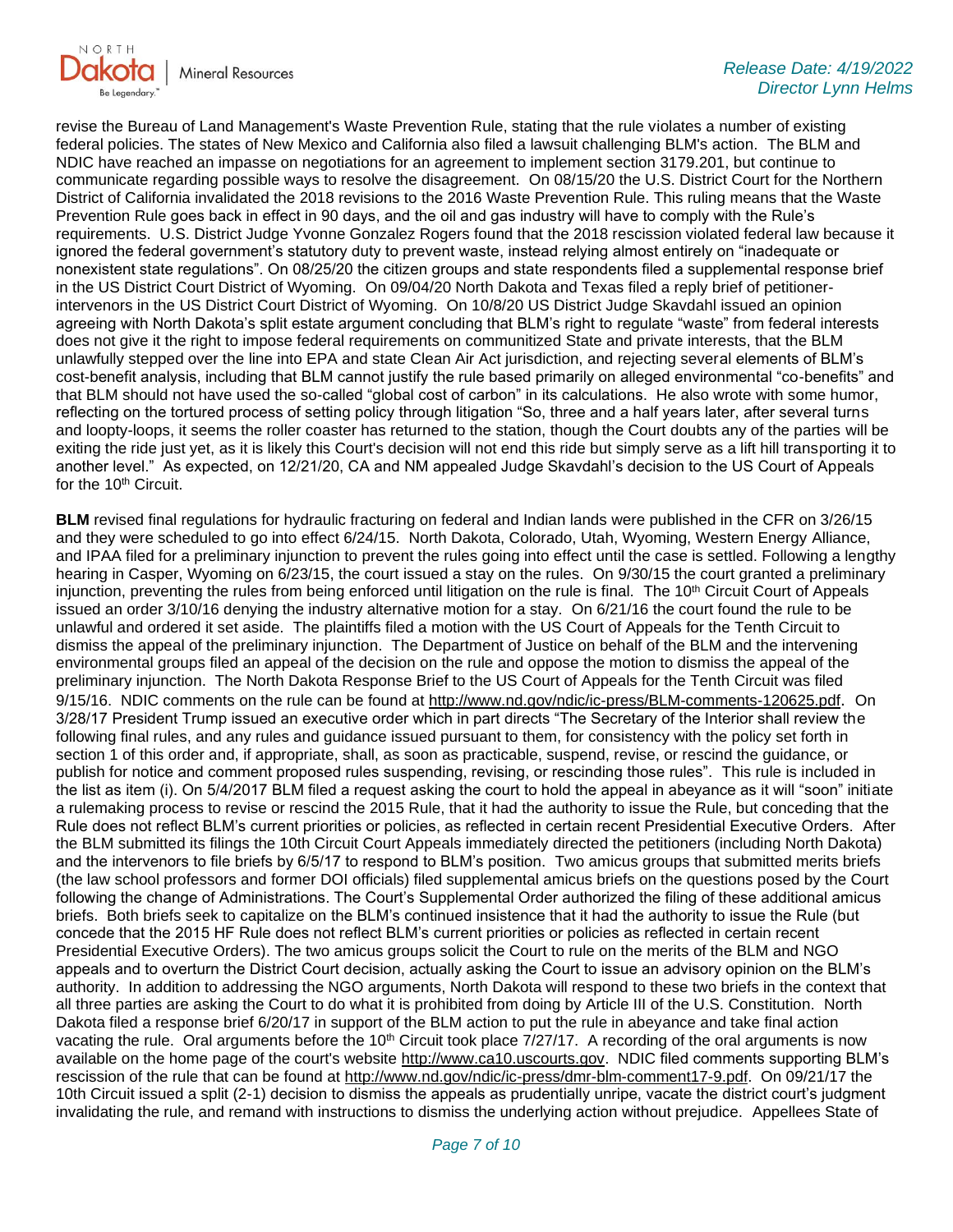revise the Bureau of Land Management's Waste Prevention Rule, stating that the rule violates a number of existing federal policies. The states of New Mexico and California also filed a lawsuit challenging BLM's action. The BLM and NDIC have reached an impasse on negotiations for an agreement to implement section 3179.201, but continue to communicate regarding possible ways to resolve the disagreement. On 08/15/20 the U.S. District Court for the Northern District of California invalidated the 2018 revisions to the 2016 Waste Prevention Rule. This ruling means that the Waste Prevention Rule goes back in effect in 90 days, and the oil and gas industry will have to comply with the Rule's requirements. U.S. District Judge Yvonne Gonzalez Rogers found that the 2018 rescission violated federal law because it ignored the federal government's statutory duty to prevent waste, instead relying almost entirely on "inadequate or nonexistent state regulations". On 08/25/20 the citizen groups and state respondents filed a supplemental response brief in the US District Court District of Wyoming. On 09/04/20 North Dakota and Texas filed a reply brief of petitioner-intervenors in the US District Court District of Wyoming. On 10/8/20 US District Judge Skavdahl issued an opinion agreeing with North Dakota's split estate argument concluding that BLM's right to regulate "waste" from federal interests does not give it the right to impose federal requirements on communitized State and private interests, that the BLM unlawfully stepped over the line into EPA and state Clean Air Act jurisdiction, and rejecting several elements of BLM's cost-benefit analysis, including that BLM cannot justify the rule based primarily on alleged environmental "co-benefits" and that BLM should not have used the so-called "global cost of carbon" in its calculations. He also wrote with some humor, reflecting on the tortured process of setting policy through litigation "So, three and a half years later, after several turns and loopty-loops, it seems the roller coaster has returned to the station, though the Court doubts any of the parties will be exiting the ride just yet, as it is likely this Court's decision will not end this ride but simply serve as a lift hill transporting it to another level." As expected, on 12/21/20, CA and NM appealed Judge Skavdahl's decision to the US Court of Appeals for the 10th Circuit.

**BLM** revised final regulations for hydraulic fracturing on federal and Indian lands were published in the CFR on 3/26/15 and they were scheduled to go into effect 6/24/15. North Dakota, Colorado, Utah, Wyoming, Western Energy Alliance, and IPAA filed for a preliminary injunction to prevent the rules going into effect until the case is settled. Following a lengthy hearing in Casper, Wyoming on 6/23/15, the court issued a stay on the rules. On 9/30/15 the court granted a preliminary injunction, preventing the rules from being enforced until litigation on the rule is final. The 10th Circuit Court of Appeals issued an order 3/10/16 denying the industry alternative motion for a stay. On 6/21/16 the court found the rule to be unlawful and ordered it set aside. The plaintiffs filed a motion with the US Court of Appeals for the Tenth Circuit to dismiss the appeal of the preliminary injunction. The Department of Justice on behalf of the BLM and the intervening environmental groups filed an appeal of the decision on the rule and oppose the motion to dismiss the appeal of the preliminary injunction. The North Dakota Response Brief to the US Court of Appeals for the Tenth Circuit was filed 9/15/16. NDIC comments on the rule can be found at http://www.nd.gov/ndic/ic-press/BLM-comments-120625.pdf. On 3/28/17 President Trump issued an executive order which in part directs "The Secretary of the Interior shall review the following final rules, and any rules and guidance issued pursuant to them, for consistency with the policy set forth in section 1 of this order and, if appropriate, shall, as soon as practicable, suspend, revise, or rescind the guidance, or publish for notice and comment proposed rules suspending, revising, or rescinding those rules". This rule is included in the list as item (i). On 5/4/2017 BLM filed a request asking the court to hold the appeal in abeyance as it will "soon" initiate a rulemaking process to revise or rescind the 2015 Rule, that it had the authority to issue the Rule, but conceding that the Rule does not reflect BLM's current priorities or policies, as reflected in certain recent Presidential Executive Orders. After the BLM submitted its filings the 10th Circuit Court Appeals immediately directed the petitioners (including North Dakota) and the intervenors to file briefs by 6/5/17 to respond to BLM's position. Two amicus groups that submitted merits briefs (the law school professors and former DOI officials) filed supplemental amicus briefs on the questions posed by the Court following the change of Administrations. The Court's Supplemental Order authorized the filing of these additional amicus briefs. Both briefs seek to capitalize on the BLM's continued insistence that it had the authority to issue the Rule (but concede that the 2015 HF Rule does not reflect BLM's current priorities or policies as reflected in certain recent Presidential Executive Orders). The two amicus groups solicit the Court to rule on the merits of the BLM and NGO appeals and to overturn the District Court decision, actually asking the Court to issue an advisory opinion on the BLM's authority. In addition to addressing the NGO arguments, North Dakota will respond to these two briefs in the context that all three parties are asking the Court to do what it is prohibited from doing by Article III of the U.S. Constitution. North Dakota filed a response brief 6/20/17 in support of the BLM action to put the rule in abeyance and take final action vacating the rule. Oral arguments before the 10th Circuit took place 7/27/17. A recording of the oral arguments is now available on the home page of the court's website http://www.ca10.uscourts.gov. NDIC filed comments supporting BLM's rescission of the rule that can be found at http://www.nd.gov/ndic/ic-press/dmr-blm-comment17-9.pdf. On 09/21/17 the 10th Circuit issued a split (2-1) decision to dismiss the appeals as prudentially unripe, vacate the district court's judgment invalidating the rule, and remand with instructions to dismiss the underlying action without prejudice. Appellees State of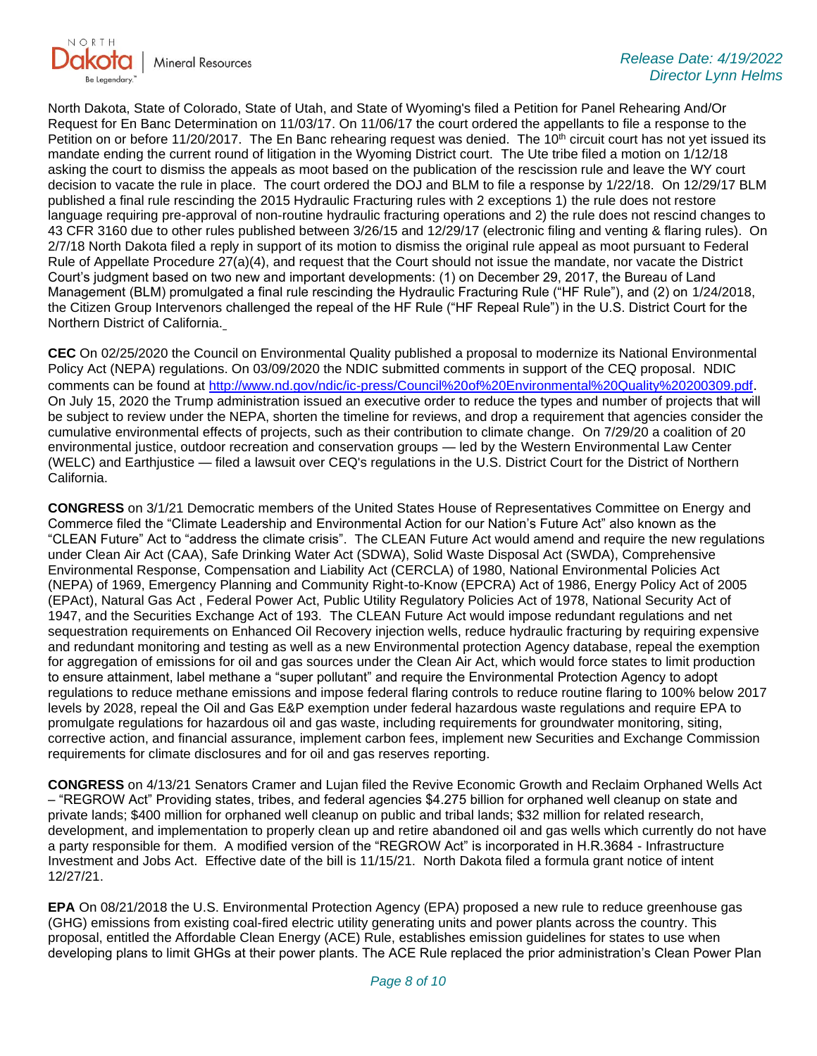North Dakota, State of Colorado, State of Utah, and State of Wyoming's filed a Petition for Panel Rehearing And/Or Request for En Banc Determination on 11/03/17. On 11/06/17 the court ordered the appellants to file a response to the Petition on or before 11/20/2017. The En Banc rehearing request was denied. The 10th circuit court has not yet issued its mandate ending the current round of litigation in the Wyoming District court. The Ute tribe filed a motion on 1/12/18 asking the court to dismiss the appeals as moot based on the publication of the rescission rule and leave the WY court decision to vacate the rule in place. The court ordered the DOJ and BLM to file a response by 1/22/18. On 12/29/17 BLM published a final rule rescinding the 2015 Hydraulic Fracturing rules with 2 exceptions 1) the rule does not restore language requiring pre-approval of non-routine hydraulic fracturing operations and 2) the rule does not rescind changes to 43 CFR 3160 due to other rules published between 3/26/15 and 12/29/17 (electronic filing and venting & flaring rules). On 2/7/18 North Dakota filed a reply in support of its motion to dismiss the original rule appeal as moot pursuant to Federal Rule of Appellate Procedure 27(a)(4), and request that the Court should not issue the mandate, nor vacate the District Court's judgment based on two new and important developments: (1) on December 29, 2017, the Bureau of Land Management (BLM) promulgated a final rule rescinding the Hydraulic Fracturing Rule ("HF Rule"), and (2) on 1/24/2018, the Citizen Group Intervenors challenged the repeal of the HF Rule ("HF Repeal Rule") in the U.S. District Court for the Northern District of California.

**CEC** On 02/25/2020 the Council on Environmental Quality published a proposal to modernize its National Environmental Policy Act (NEPA) regulations. On 03/09/2020 the NDIC submitted comments in support of the CEQ proposal. NDIC comments can be found at http://www.nd.gov/ndic/ic-press/Council%20of%20Environmental%20Quality%20200309.pdf. On July 15, 2020 the Trump administration issued an executive order to reduce the types and number of projects that will be subject to review under the NEPA, shorten the timeline for reviews, and drop a requirement that agencies consider the cumulative environmental effects of projects, such as their contribution to climate change. On 7/29/20 a coalition of 20 environmental justice, outdoor recreation and conservation groups — led by the Western Environmental Law Center (WELC) and Earthjustice — filed a lawsuit over CEQ's regulations in the U.S. District Court for the District of Northern California.

**CONGRESS** on 3/1/21 Democratic members of the United States House of Representatives Committee on Energy and Commerce filed the "Climate Leadership and Environmental Action for our Nation's Future Act" also known as the "CLEAN Future" Act to "address the climate crisis". The CLEAN Future Act would amend and require the new regulations under Clean Air Act (CAA), Safe Drinking Water Act (SDWA), Solid Waste Disposal Act (SWDA), Comprehensive Environmental Response, Compensation and Liability Act (CERCLA) of 1980, National Environmental Policies Act (NEPA) of 1969, Emergency Planning and Community Right-to-Know (EPCRA) Act of 1986, Energy Policy Act of 2005 (EPAct), Natural Gas Act , Federal Power Act, Public Utility Regulatory Policies Act of 1978, National Security Act of 1947, and the Securities Exchange Act of 193. The CLEAN Future Act would impose redundant regulations and net sequestration requirements on Enhanced Oil Recovery injection wells, reduce hydraulic fracturing by requiring expensive and redundant monitoring and testing as well as a new Environmental protection Agency database, repeal the exemption for aggregation of emissions for oil and gas sources under the Clean Air Act, which would force states to limit production to ensure attainment, label methane a "super pollutant" and require the Environmental Protection Agency to adopt regulations to reduce methane emissions and impose federal flaring controls to reduce routine flaring to 100% below 2017 levels by 2028, repeal the Oil and Gas E&P exemption under federal hazardous waste regulations and require EPA to promulgate regulations for hazardous oil and gas waste, including requirements for groundwater monitoring, siting, corrective action, and financial assurance, implement carbon fees, implement new Securities and Exchange Commission requirements for climate disclosures and for oil and gas reserves reporting.

**CONGRESS** on 4/13/21 Senators Cramer and Lujan filed the Revive Economic Growth and Reclaim Orphaned Wells Act – "REGROW Act" Providing states, tribes, and federal agencies $4.275 billion for orphaned well cleanup on state and private lands; $400 million for orphaned well cleanup on public and tribal lands; $32 million for related research, development, and implementation to properly clean up and retire abandoned oil and gas wells which currently do not have a party responsible for them. A modified version of the "REGROW Act" is incorporated in H.R.3684 - Infrastructure Investment and Jobs Act. Effective date of the bill is 11/15/21. North Dakota filed a formula grant notice of intent 12/27/21.

**EPA** On 08/21/2018 the U.S. Environmental Protection Agency (EPA) proposed a new rule to reduce greenhouse gas (GHG) emissions from existing coal-fired electric utility generating units and power plants across the country. This proposal, entitled the Affordable Clean Energy (ACE) Rule, establishes emission guidelines for states to use when developing plans to limit GHGs at their power plants. The ACE Rule replaced the prior administration's Clean Power Plan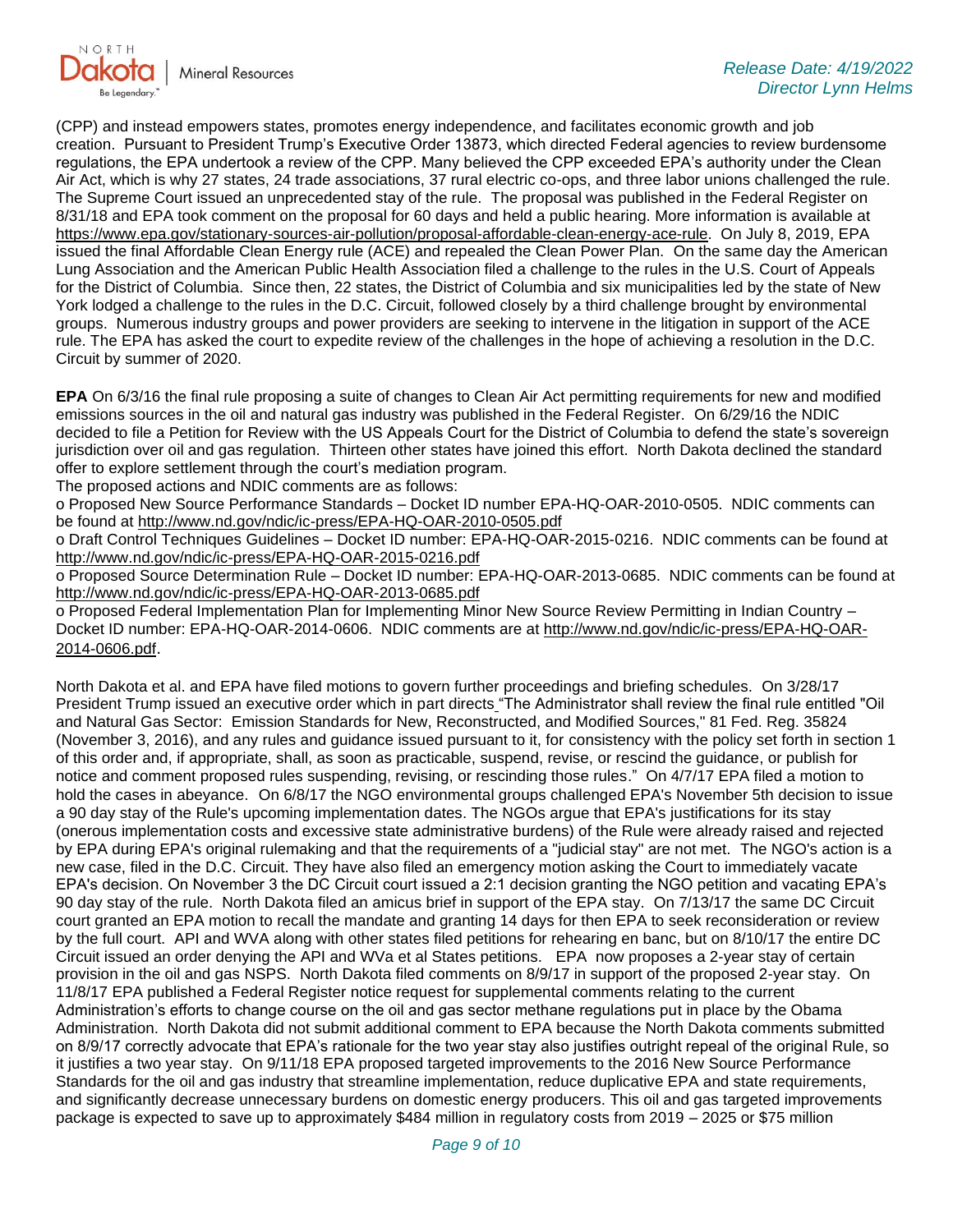(CPP) and instead empowers states, promotes energy independence, and facilitates economic growth and job creation. Pursuant to President Trump's Executive Order 13873, which directed Federal agencies to review burdensome regulations, the EPA undertook a review of the CPP. Many believed the CPP exceeded EPA's authority under the Clean Air Act, which is why 27 states, 24 trade associations, 37 rural electric co-ops, and three labor unions challenged the rule. The Supreme Court issued an unprecedented stay of the rule. The proposal was published in the Federal Register on 8/31/18 and EPA took comment on the proposal for 60 days and held a public hearing. More information is available at https://www.epa.gov/stationary-sources-air-pollution/proposal-affordable-clean-energy-ace-rule. On July 8, 2019, EPA issued the final Affordable Clean Energy rule (ACE) and repealed the Clean Power Plan. On the same day the American Lung Association and the American Public Health Association filed a challenge to the rules in the U.S. Court of Appeals for the District of Columbia. Since then, 22 states, the District of Columbia and six municipalities led by the state of New York lodged a challenge to the rules in the D.C. Circuit, followed closely by a third challenge brought by environmental groups. Numerous industry groups and power providers are seeking to intervene in the litigation in support of the ACE rule. The EPA has asked the court to expedite review of the challenges in the hope of achieving a resolution in the D.C. Circuit by summer of 2020.

**EPA** On 6/3/16 the final rule proposing a suite of changes to Clean Air Act permitting requirements for new and modified emissions sources in the oil and natural gas industry was published in the Federal Register. On 6/29/16 the NDIC decided to file a Petition for Review with the US Appeals Court for the District of Columbia to defend the state's sovereign jurisdiction over oil and gas regulation. Thirteen other states have joined this effort. North Dakota declined the standard offer to explore settlement through the court's mediation program.

The proposed actions and NDIC comments are as follows:

- o Proposed New Source Performance Standards – Docket ID number EPA-HQ-OAR-2010-0505. NDIC comments can be found at http://www.nd.gov/ndic/ic-press/EPA-HQ-OAR-2010-0505.pdf
- o Draft Control Techniques Guidelines – Docket ID number: EPA-HQ-OAR-2015-0216. NDIC comments can be found at http://www.nd.gov/ndic/ic-press/EPA-HQ-OAR-2015-0216.pdf
- o Proposed Source Determination Rule – Docket ID number: EPA-HQ-OAR-2013-0685. NDIC comments can be found at http://www.nd.gov/ndic/ic-press/EPA-HQ-OAR-2013-0685.pdf
- o Proposed Federal Implementation Plan for Implementing Minor New Source Review Permitting in Indian Country – Docket ID number: EPA-HQ-OAR-2014-0606. NDIC comments are at http://www.nd.gov/ndic/ic-press/EPA-HQ-OAR-2014-0606.pdf.

North Dakota et al. and EPA have filed motions to govern further proceedings and briefing schedules. On 3/28/17 President Trump issued an executive order which in part directs "The Administrator shall review the final rule entitled "Oil and Natural Gas Sector: Emission Standards for New, Reconstructed, and Modified Sources," 81 Fed. Reg. 35824 (November 3, 2016), and any rules and guidance issued pursuant to it, for consistency with the policy set forth in section 1 of this order and, if appropriate, shall, as soon as practicable, suspend, revise, or rescind the guidance, or publish for notice and comment proposed rules suspending, revising, or rescinding those rules." On 4/7/17 EPA filed a motion to hold the cases in abeyance. On 6/8/17 the NGO environmental groups challenged EPA's November 5th decision to issue a 90 day stay of the Rule's upcoming implementation dates. The NGOs argue that EPA's justifications for its stay (onerous implementation costs and excessive state administrative burdens) of the Rule were already raised and rejected by EPA during EPA's original rulemaking and that the requirements of a "judicial stay" are not met. The NGO's action is a new case, filed in the D.C. Circuit. They have also filed an emergency motion asking the Court to immediately vacate EPA's decision. On November 3 the DC Circuit court issued a 2:1 decision granting the NGO petition and vacating EPA's 90 day stay of the rule. North Dakota filed an amicus brief in support of the EPA stay. On 7/13/17 the same DC Circuit court granted an EPA motion to recall the mandate and granting 14 days for then EPA to seek reconsideration or review by the full court. API and WVA along with other states filed petitions for rehearing en banc, but on 8/10/17 the entire DC Circuit issued an order denying the API and WVa et al States petitions. EPA now proposes a 2-year stay of certain provision in the oil and gas NSPS. North Dakota filed comments on 8/9/17 in support of the proposed 2-year stay. On 11/8/17 EPA published a Federal Register notice request for supplemental comments relating to the current Administration's efforts to change course on the oil and gas sector methane regulations put in place by the Obama Administration. North Dakota did not submit additional comment to EPA because the North Dakota comments submitted on 8/9/17 correctly advocate that EPA's rationale for the two year stay also justifies outright repeal of the original Rule, so it justifies a two year stay. On 9/11/18 EPA proposed targeted improvements to the 2016 New Source Performance Standards for the oil and gas industry that streamline implementation, reduce duplicative EPA and state requirements, and significantly decrease unnecessary burdens on domestic energy producers. This oil and gas targeted improvements package is expected to save up to approximately $484 million in regulatory costs from 2019 – 2025 or $75 million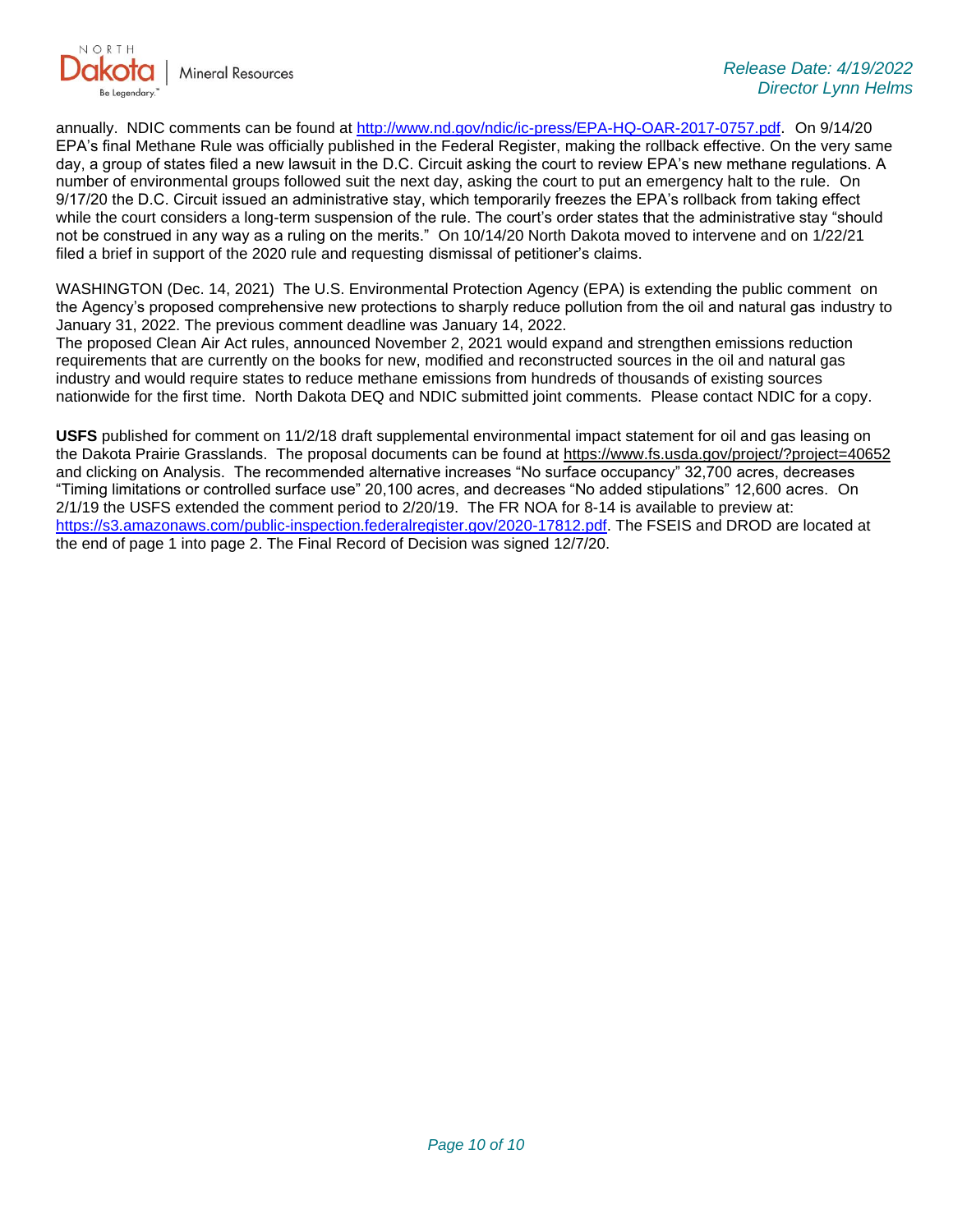annually. NDIC comments can be found at http://www.nd.gov/ndic/ic-press/EPA-HQ-OAR-2017-0757.pdf. On 9/14/20 EPA's final Methane Rule was officially published in the Federal Register, making the rollback effective. On the very same day, a group of states filed a new lawsuit in the D.C. Circuit asking the court to review EPA's new methane regulations. A number of environmental groups followed suit the next day, asking the court to put an emergency halt to the rule. On 9/17/20 the D.C. Circuit issued an administrative stay, which temporarily freezes the EPA's rollback from taking effect while the court considers a long-term suspension of the rule. The court's order states that the administrative stay "should not be construed in any way as a ruling on the merits." On 10/14/20 North Dakota moved to intervene and on 1/22/21 filed a brief in support of the 2020 rule and requesting dismissal of petitioner's claims.

WASHINGTON (Dec. 14, 2021) The U.S. Environmental Protection Agency (EPA) is extending the public comment on the Agency's proposed comprehensive new protections to sharply reduce pollution from the oil and natural gas industry to January 31, 2022. The previous comment deadline was January 14, 2022.
The proposed Clean Air Act rules, announced November 2, 2021 would expand and strengthen emissions reduction requirements that are currently on the books for new, modified and reconstructed sources in the oil and natural gas industry and would require states to reduce methane emissions from hundreds of thousands of existing sources nationwide for the first time. North Dakota DEQ and NDIC submitted joint comments. Please contact NDIC for a copy.

**USFS** published for comment on 11/2/18 draft supplemental environmental impact statement for oil and gas leasing on the Dakota Prairie Grasslands. The proposal documents can be found at https://www.fs.usda.gov/project/?project=40652 and clicking on Analysis. The recommended alternative increases "No surface occupancy" 32,700 acres, decreases "Timing limitations or controlled surface use" 20,100 acres, and decreases "No added stipulations" 12,600 acres. On 2/1/19 the USFS extended the comment period to 2/20/19. The FR NOA for 8-14 is available to preview at: https://s3.amazonaws.com/public-inspection.federalregister.gov/2020-17812.pdf. The FSEIS and DROD are located at the end of page 1 into page 2. The Final Record of Decision was signed 12/7/20.